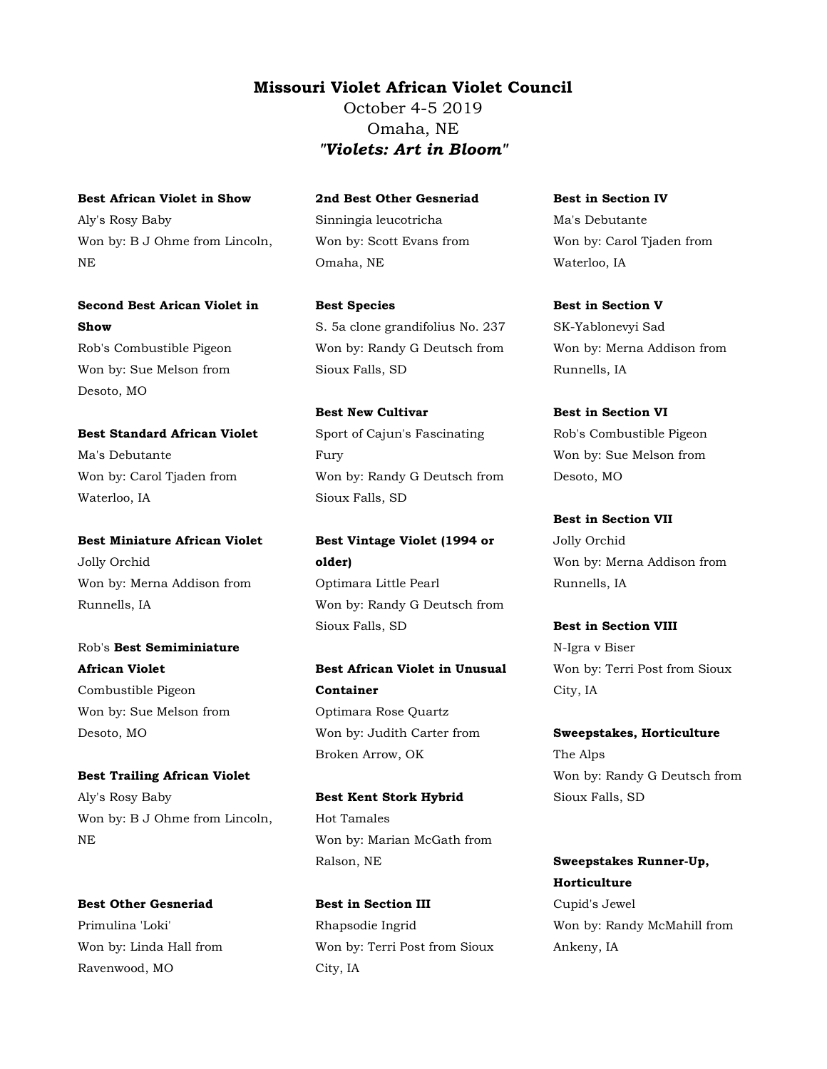# Missouri Violet African Violet Council

October 4-5 2019

Omaha, NE

***"Violets: Art in Bloom"***

**Best African Violet in Show**
Aly's Rosy Baby
Won by: B J Ohme from Lincoln, NE

**Second Best Arican Violet in Show**
Rob's Combustible Pigeon
Won by: Sue Melson from Desoto, MO

**Best Standard African Violet**
Ma's Debutante
Won by: Carol Tjaden from Waterloo, IA

**Best Miniature African Violet**
Jolly Orchid
Won by: Merna Addison from Runnells, IA

Rob's **Best Semiminiature African Violet**
Combustible Pigeon
Won by: Sue Melson from Desoto, MO

**Best Trailing African Violet**
Aly's Rosy Baby
Won by: B J Ohme from Lincoln, NE

**Best Other Gesneriad**
Primulina 'Loki'
Won by: Linda Hall from Ravenwood, MO

**2nd Best Other Gesneriad**
Sinningia leucotricha
Won by: Scott Evans from Omaha, NE

**Best Species**
S. 5a clone grandifolius No. 237
Won by: Randy G Deutsch from Sioux Falls, SD

**Best New Cultivar**
Sport of Cajun's Fascinating Fury
Won by: Randy G Deutsch from Sioux Falls, SD

**Best Vintage Violet (1994 or older)**
Optimara Little Pearl
Won by: Randy G Deutsch from Sioux Falls, SD

**Best African Violet in Unusual Container**
Optimara Rose Quartz
Won by: Judith Carter from Broken Arrow, OK

**Best Kent Stork Hybrid**
Hot Tamales
Won by: Marian McGath from Ralson, NE

**Best in Section III**
Rhapsodie Ingrid
Won by: Terri Post from Sioux City, IA

**Best in Section IV**
Ma's Debutante
Won by: Carol Tjaden from Waterloo, IA

**Best in Section V**
SK-Yablonevyi Sad
Won by: Merna Addison from Runnells, IA

**Best in Section VI**
Rob's Combustible Pigeon
Won by: Sue Melson from Desoto, MO

**Best in Section VII**
Jolly Orchid
Won by: Merna Addison from Runnells, IA

**Best in Section VIII**
N-Igra v Biser
Won by: Terri Post from Sioux City, IA

**Sweepstakes, Horticulture**
The Alps
Won by: Randy G Deutsch from Sioux Falls, SD

**Sweepstakes Runner-Up, Horticulture**
Cupid's Jewel
Won by: Randy McMahill from Ankeny, IA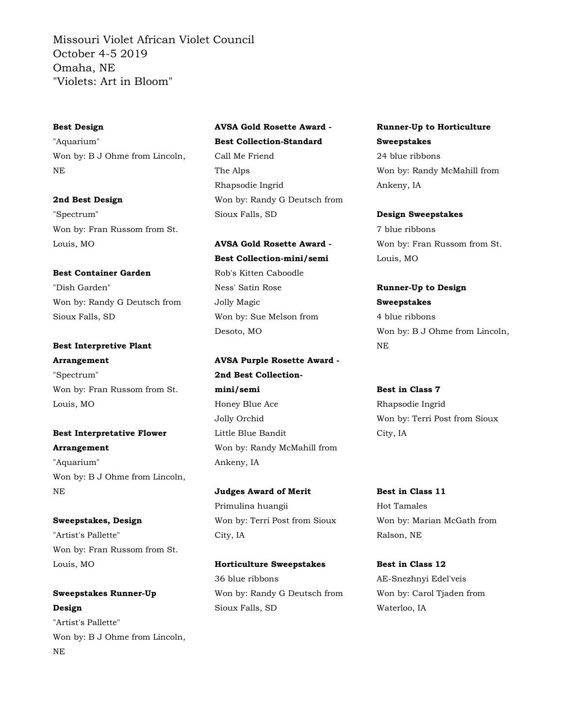Missouri Violet African Violet Council
October 4-5 2019
Omaha, NE
"Violets: Art in Bloom"

**Best Design**
"Aquarium"
Won by: B J Ohme from Lincoln, NE

**2nd Best Design**
"Spectrum"
Won by: Fran Russom from St. Louis, MO

**Best Container Garden**
"Dish Garden"
Won by: Randy G Deutsch from Sioux Falls, SD

**Best Interpretive Plant Arrangement**
"Spectrum"
Won by: Fran Russom from St. Louis, MO

**Best Interpretative Flower Arrangement**
"Aquarium"
Won by: B J Ohme from Lincoln, NE

**Sweepstakes, Design**
"Artist's Pallette"
Won by: Fran Russom from St. Louis, MO

**Sweepstakes Runner-Up Design**
"Artist's Pallette"
Won by: B J Ohme from Lincoln, NE

**AVSA Gold Rosette Award - Best Collection-Standard**
Call Me Friend
The Alps
Rhapsodie Ingrid
Won by: Randy G Deutsch from Sioux Falls, SD

**AVSA Gold Rosette Award - Best Collection-mini/semi**
Rob's Kitten Caboodle
Ness' Satin Rose
Jolly Magic
Won by: Sue Melson from Desoto, MO

**AVSA Purple Rosette Award - 2nd Best Collection-mini/semi**
Honey Blue Ace
Jolly Orchid
Little Blue Bandit
Won by: Randy McMahill from Ankeny, IA

**Judges Award of Merit**
Primulina huangii
Won by: Terri Post from Sioux City, IA

**Horticulture Sweepstakes**
36 blue ribbons
Won by: Randy G Deutsch from Sioux Falls, SD

**Runner-Up to Horticulture Sweepstakes**
24 blue ribbons
Won by: Randy McMahill from Ankeny, IA

**Design Sweepstakes**
7 blue ribbons
Won by: Fran Russom from St. Louis, MO

**Runner-Up to Design Sweepstakes**
4 blue ribbons
Won by: B J Ohme from Lincoln, NE

**Best in Class 7**
Rhapsodie Ingrid
Won by: Terri Post from Sioux City, IA

**Best in Class 11**
Hot Tamales
Won by: Marian McGath from Ralson, NE

**Best in Class 12**
AE-Snezhnyi Edel'veis
Won by: Carol Tjaden from Waterloo, IA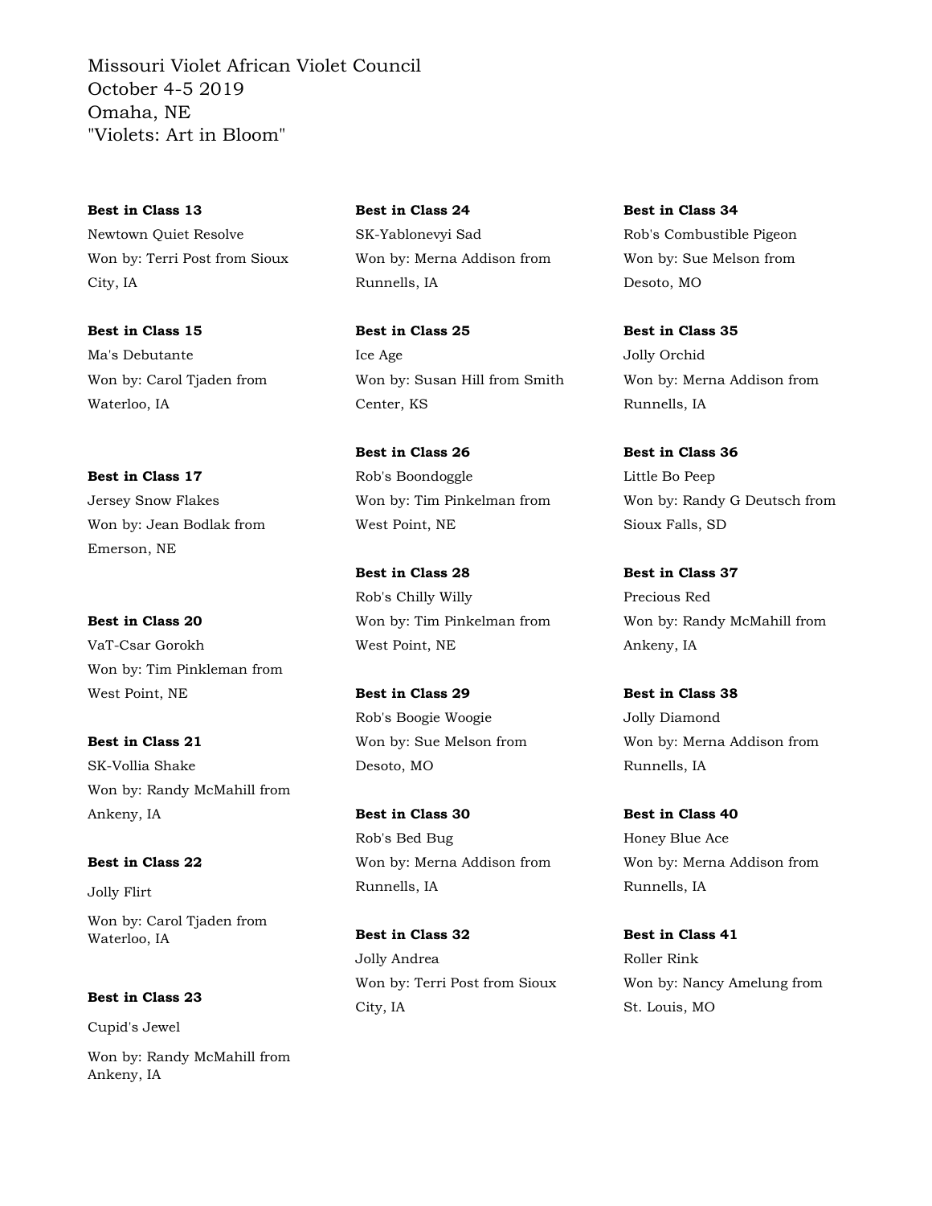Missouri Violet African Violet Council
October 4-5 2019
Omaha, NE
"Violets: Art in Bloom"

**Best in Class 13**
Newtown Quiet Resolve
Won by: Terri Post from Sioux City, IA

**Best in Class 15**
Ma's Debutante
Won by: Carol Tjaden from Waterloo, IA

**Best in Class 17**
Jersey Snow Flakes
Won by: Jean Bodlak from Emerson, NE

**Best in Class 20**
VaT-Csar Gorokh
Won by: Tim Pinkleman from West Point, NE

**Best in Class 21**
SK-Vollia Shake
Won by: Randy McMahill from Ankeny, IA

**Best in Class 22**
Jolly Flirt
Won by: Carol Tjaden from Waterloo, IA

**Best in Class 23**
Cupid's Jewel
Won by: Randy McMahill from Ankeny, IA

**Best in Class 24**
SK-Yablonevyi Sad
Won by: Merna Addison from Runnells, IA

**Best in Class 25**
Ice Age
Won by: Susan Hill from Smith Center, KS

**Best in Class 26**
Rob's Boondoggle
Won by: Tim Pinkelman from West Point, NE

**Best in Class 28**
Rob's Chilly Willy
Won by: Tim Pinkelman from West Point, NE

**Best in Class 29**
Rob's Boogie Woogie
Won by: Sue Melson from Desoto, MO

**Best in Class 30**
Rob's Bed Bug
Won by: Merna Addison from Runnells, IA

**Best in Class 32**
Jolly Andrea
Won by: Terri Post from Sioux City, IA

**Best in Class 34**
Rob's Combustible Pigeon
Won by: Sue Melson from Desoto, MO

**Best in Class 35**
Jolly Orchid
Won by: Merna Addison from Runnells, IA

**Best in Class 36**
Little Bo Peep
Won by: Randy G Deutsch from Sioux Falls, SD

**Best in Class 37**
Precious Red
Won by: Randy McMahill from Ankeny, IA

**Best in Class 38**
Jolly Diamond
Won by: Merna Addison from Runnells, IA

**Best in Class 40**
Honey Blue Ace
Won by: Merna Addison from Runnells, IA

**Best in Class 41**
Roller Rink
Won by: Nancy Amelung from St. Louis, MO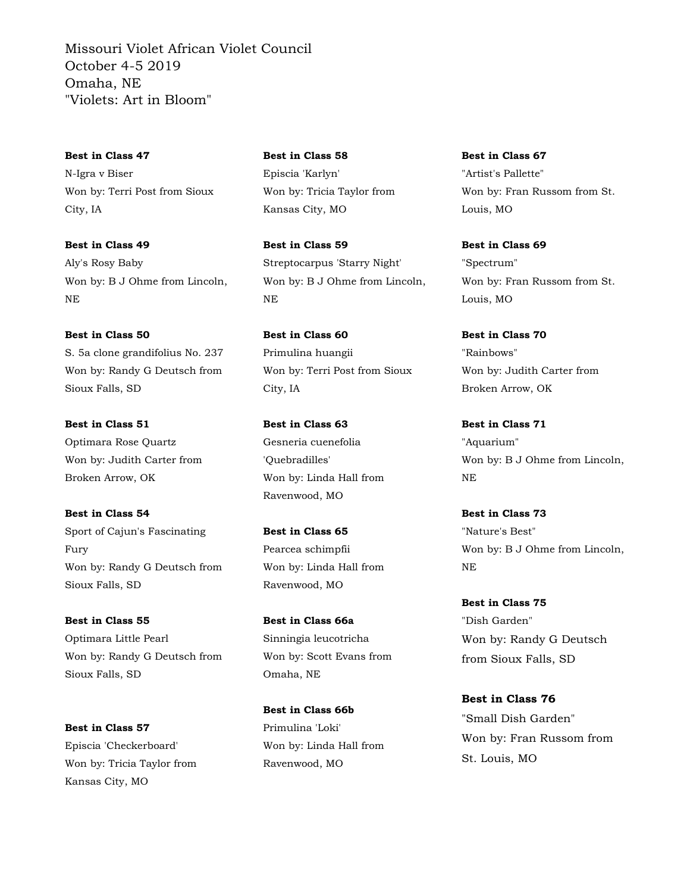Missouri Violet African Violet Council
October 4-5 2019
Omaha, NE
"Violets: Art in Bloom"

**Best in Class 47**
N-Igra v Biser
Won by: Terri Post from Sioux City, IA

**Best in Class 49**
Aly's Rosy Baby
Won by: B J Ohme from Lincoln, NE

**Best in Class 50**
S. 5a clone grandifolius No. 237
Won by: Randy G Deutsch from Sioux Falls, SD

**Best in Class 51**
Optimara Rose Quartz
Won by: Judith Carter from Broken Arrow, OK

**Best in Class 54**
Sport of Cajun's Fascinating Fury
Won by: Randy G Deutsch from Sioux Falls, SD

**Best in Class 55**
Optimara Little Pearl
Won by: Randy G Deutsch from Sioux Falls, SD

**Best in Class 57**
Episcia 'Checkerboard'
Won by: Tricia Taylor from Kansas City, MO

**Best in Class 58**
Episcia 'Karlyn'
Won by: Tricia Taylor from Kansas City, MO

**Best in Class 59**
Streptocarpus 'Starry Night'
Won by: B J Ohme from Lincoln, NE

**Best in Class 60**
Primulina huangii
Won by: Terri Post from Sioux City, IA

**Best in Class 63**
Gesneria cuenefolia 'Quebradilles'
Won by: Linda Hall from Ravenwood, MO

**Best in Class 65**
Pearcea schimpfii
Won by: Linda Hall from Ravenwood, MO

**Best in Class 66a**
Sinningia leucotricha
Won by: Scott Evans from Omaha, NE

**Best in Class 66b**
Primulina 'Loki'
Won by: Linda Hall from Ravenwood, MO

**Best in Class 67**
"Artist's Pallette"
Won by: Fran Russom from St. Louis, MO

**Best in Class 69**
"Spectrum"
Won by: Fran Russom from St. Louis, MO

**Best in Class 70**
"Rainbows"
Won by: Judith Carter from Broken Arrow, OK

**Best in Class 71**
"Aquarium"
Won by: B J Ohme from Lincoln, NE

**Best in Class 73**
"Nature's Best"
Won by: B J Ohme from Lincoln, NE

**Best in Class 75**
"Dish Garden"
Won by: Randy G Deutsch from Sioux Falls, SD

**Best in Class 76**
"Small Dish Garden"
Won by: Fran Russom from St. Louis, MO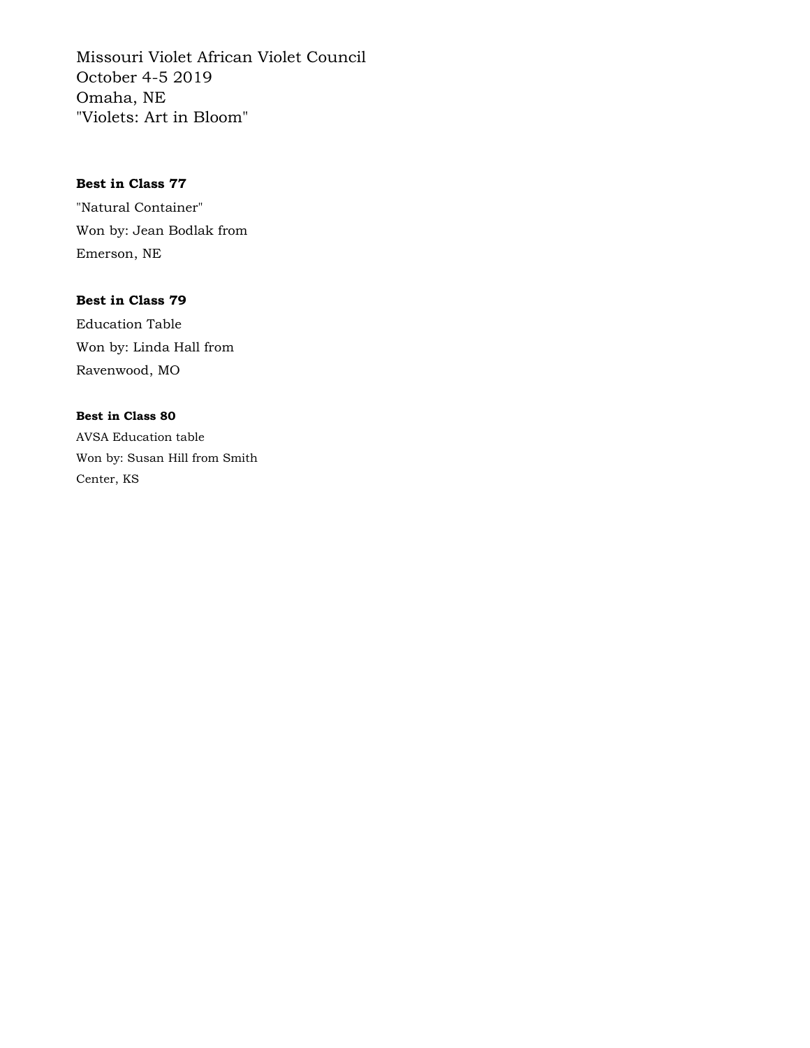Missouri Violet African Violet Council
October 4-5 2019
Omaha, NE
"Violets: Art in Bloom"

**Best in Class 77**

"Natural Container"
Won by: Jean Bodlak from
Emerson, NE

**Best in Class 79**

Education Table
Won by: Linda Hall from
Ravenwood, MO

**Best in Class 80**

AVSA Education table
Won by: Susan Hill from Smith
Center, KS